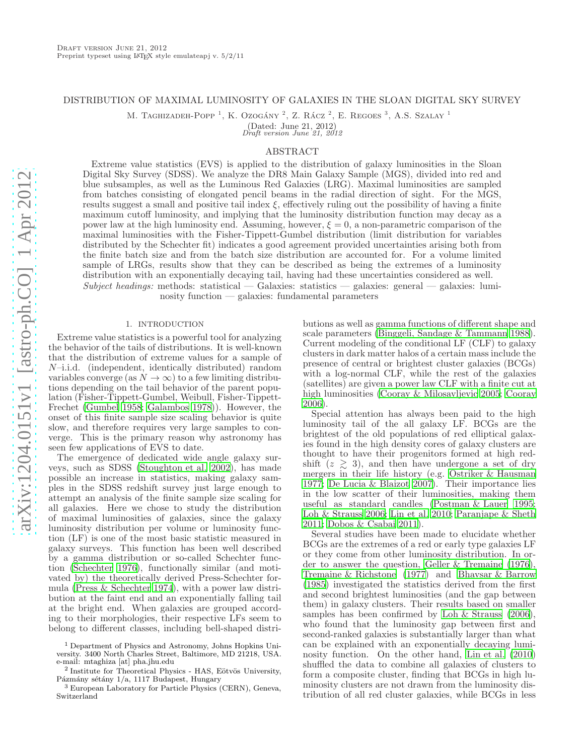Draft version June 21, 2012
Preprint typeset using LaTeX style emulateapj v. 5/2/11

# DISTRIBUTION OF MAXIMAL LUMINOSITY OF GALAXIES IN THE SLOAN DIGITAL SKY SURVEY

M. Taghizadeh-Popp [1], K. Ozogány [2], Z. Rácz [2], E. Regoes [3], A.S. Szalay [1]

(Dated: June 21, 2012)
*Draft version June 21, 2012*

## ABSTRACT

Extreme value statistics (EVS) is applied to the distribution of galaxy luminosities in the Sloan Digital Sky Survey (SDSS). We analyze the DR8 Main Galaxy Sample (MGS), divided into red and blue subsamples, as well as the Luminous Red Galaxies (LRG). Maximal luminosities are sampled from batches consisting of elongated pencil beams in the radial direction of sight. For the MGS, results suggest a small and positive tail index $\xi$, effectively ruling out the possibility of having a finite maximum cutoff luminosity, and implying that the luminosity distribution function may decay as a power law at the high luminosity end. Assuming, however, $\xi = 0$, a non-parametric comparison of the maximal luminosities with the Fisher-Tippett-Gumbel distribution (limit distribution for variables distributed by the Schechter fit) indicates a good agreement provided uncertainties arising both from the finite batch size and from the batch size distribution are accounted for. For a volume limited sample of LRGs, results show that they can be described as being the extremes of a luminosity distribution with an exponentially decaying tail, having had these uncertainties considered as well.

*Subject headings:* methods: statistical — Galaxies: statistics — galaxies: general — galaxies: luminosity function — galaxies: fundamental parameters

## 1. INTRODUCTION

Extreme value statistics is a powerful tool for analyzing the behavior of the tails of distributions. It is well-known that the distribution of extreme values for a sample of $N$–i.i.d. (independent, identically distributed) random variables converge (as $N \to \infty$) to a few limiting distributions depending on the tail behavior of the parent population (Fisher-Tippett-Gumbel, Weibull, Fisher-Tippett-Frechet (Gumbel 1958; Galambos 1978)). However, the onset of this finite sample size scaling behavior is quite slow, and therefore requires very large samples to converge. This is the primary reason why astronomy has seen few applications of EVS to date.

The emergence of dedicated wide angle galaxy surveys, such as SDSS (Stoughton et al. 2002), has made possible an increase in statistics, making galaxy samples in the SDSS redshift survey just large enough to attempt an analysis of the finite sample size scaling for all galaxies. Here we chose to study the distribution of maximal luminosities of galaxies, since the galaxy luminosity distribution per volume or luminosity function (LF) is one of the most basic statistic measured in galaxy surveys. This function has been well described by a gamma distribution or so-called Schechter function (Schechter 1976), functionally similar (and motivated by) the theoretically derived Press-Schechter formula (Press & Schechter 1974), with a power law distribution at the faint end and an exponentially falling tail at the bright end. When galaxies are grouped according to their morphologies, their respective LFs seem to belong to different classes, including bell-shaped distributions as well as gamma functions of different shape and scale parameters (Binggeli, Sandage & Tammann 1988). Current modeling of the conditional LF (CLF) to galaxy clusters in dark matter halos of a certain mass include the presence of central or brightest cluster galaxies (BCGs) with a log-normal CLF, while the rest of the galaxies (satellites) are given a power law CLF with a finite cut at high luminosities (Cooray & Milosavljevic 2005; Cooray 2006).

Special attention has always been paid to the high luminosity tail of the all galaxy LF. BCGs are the brightest of the old populations of red elliptical galaxies found in the high density cores of galaxy clusters are thought to have their progenitors formed at high redshift ($z \gtrsim 3$), and then have undergone a set of dry mergers in their life history (e.g. Ostriker & Hausman 1977; De Lucia & Blaizot 2007). Their importance lies in the low scatter of their luminosities, making them useful as standard candles (Postman & Lauer 1995; Loh & Strauss 2006; Lin et al. 2010; Paranjape & Sheth 2011; Dobos & Csabai 2011).

Several studies have been made to elucidate whether BCGs are the extremes of a red or early type galaxies LF or they come from other luminosity distribution. In order to answer the question, Geller & Tremaine (1976), Tremaine & Richstone (1977) and Bhavsar & Barrow (1985) investigated the statistics derived from the first and second brightest luminosities (and the gap between them) in galaxy clusters. Their results based on smaller samples has been confirmed by Loh & Strauss (2006), who found that the luminosity gap between first and second-ranked galaxies is substantially larger than what can be explained with an exponentially decaying luminosity function. On the other hand, Lin et al. (2010) shuffled the data to combine all galaxies of clusters to form a composite cluster, finding that BCGs in high luminosity clusters are not drawn from the luminosity distribution of all red cluster galaxies, while BCGs in less

[1] Department of Physics and Astronomy, Johns Hopkins University. 3400 North Charles Street, Baltimore, MD 21218, USA. e-mail: mtaghiza [at] pha.jhu.edu
[2] Institute for Theoretical Physics - HAS, Eötvös University, Pázmány sétány 1/a, 1117 Budapest, Hungary
[3] European Laboratory for Particle Physics (CERN), Geneva, Switzerland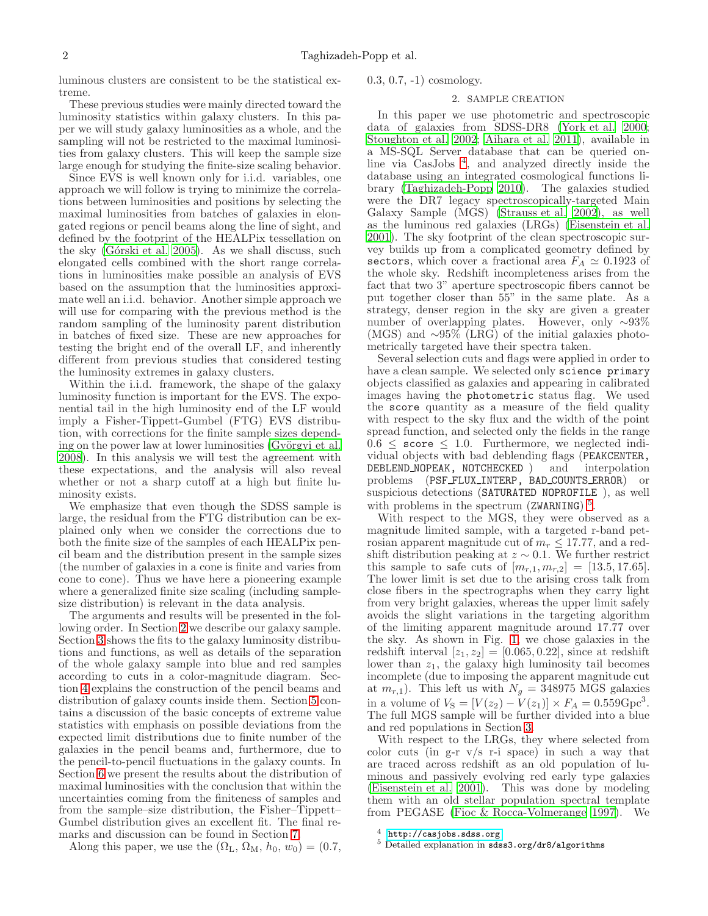luminous clusters are consistent to be the statistical extreme.

These previous studies were mainly directed toward the luminosity statistics within galaxy clusters. In this paper we will study galaxy luminosities as a whole, and the sampling will not be restricted to the maximal luminosities from galaxy clusters. This will keep the sample size large enough for studying the finite-size scaling behavior.

Since EVS is well known only for i.i.d. variables, one approach we will follow is trying to minimize the correlations between luminosities and positions by selecting the maximal luminosities from batches of galaxies in elongated regions or pencil beams along the line of sight, and defined by the footprint of the HEALPix tessellation on the sky (Górski et al. 2005). As we shall discuss, such elongated cells combined with the short range correlations in luminosities make possible an analysis of EVS based on the assumption that the luminosities approximate well an i.i.d. behavior. Another simple approach we will use for comparing with the previous method is the random sampling of the luminosity parent distribution in batches of fixed size. These are new approaches for testing the bright end of the overall LF, and inherently different from previous studies that considered testing the luminosity extremes in galaxy clusters.

Within the i.i.d. framework, the shape of the galaxy luminosity function is important for the EVS. The exponential tail in the high luminosity end of the LF would imply a Fisher-Tippett-Gumbel (FTG) EVS distribution, with corrections for the finite sample sizes depending on the power law at lower luminosities (Györgyi et al. 2008). In this analysis we will test the agreement with these expectations, and the analysis will also reveal whether or not a sharp cutoff at a high but finite luminosity exists.

We emphasize that even though the SDSS sample is large, the residual from the FTG distribution can be explained only when we consider the corrections due to both the finite size of the samples of each HEALPix pencil beam and the distribution present in the sample sizes (the number of galaxies in a cone is finite and varies from cone to cone). Thus we have here a pioneering example where a generalized finite size scaling (including sample-size distribution) is relevant in the data analysis.

The arguments and results will be presented in the following order. In Section 2 we describe our galaxy sample. Section 3 shows the fits to the galaxy luminosity distributions and functions, as well as details of the separation of the whole galaxy sample into blue and red samples according to cuts in a color-magnitude diagram. Section 4 explains the construction of the pencil beams and distribution of galaxy counts inside them. Section 5 contains a discussion of the basic concepts of extreme value statistics with emphasis on possible deviations from the expected limit distributions due to finite number of the galaxies in the pencil beams and, furthermore, due to the pencil-to-pencil fluctuations in the galaxy counts. In Section 6 we present the results about the distribution of maximal luminosities with the conclusion that within the uncertainties coming from the finiteness of samples and from the sample–size distribution, the Fisher–Tippett–Gumbel distribution gives an excellent fit. The final remarks and discussion can be found in Section 7.

Along this paper, we use the ($\Omega_{\rm L}$, $\Omega_{\rm M}$, $h_0$, $w_0$) = (0.7, 0.3, 0.7, -1) cosmology.

## 2. SAMPLE CREATION

In this paper we use photometric and spectroscopic data of galaxies from SDSS-DR8 (York et al. 2000; Stoughton et al. 2002; Aihara et al. 2011), available in a MS-SQL Server database that can be queried online via CasJobs [4], and analyzed directly inside the database using an integrated cosmological functions library (Taghizadeh-Popp 2010). The galaxies studied were the DR7 legacy spectroscopically-targeted Main Galaxy Sample (MGS) (Strauss et al. 2002), as well as the luminous red galaxies (LRGs) (Eisenstein et al. 2001). The sky footprint of the clean spectroscopic survey builds up from a complicated geometry defined by `sectors`, which cover a fractional area $F_A \simeq 0.1923$ of the whole sky. Redshift incompleteness arises from the fact that two 3" aperture spectroscopic fibers cannot be put together closer than 55" in the same plate. As a strategy, denser region in the sky are given a greater number of overlapping plates. However, only ∼93% (MGS) and ∼95% (LRG) of the initial galaxies photometrically targeted have their spectra taken.

Several selection cuts and flags were applied in order to have a clean sample. We selected only `science primary` objects classified as galaxies and appearing in calibrated images having the `photometric` status flag. We used the `score` quantity as a measure of the field quality with respect to the sky flux and the width of the point spread function, and selected only the fields in the range $0.6 \leq$ `score` $\leq 1.0$. Furthermore, we neglected individual objects with bad deblending flags (`PEAKCENTER, DEBLEND_NOPEAK, NOTCHECKED`) and interpolation problems (`PSF_FLUX_INTERP, BAD_COUNTS_ERROR`) or suspicious detections (`SATURATED NOPROFILE`), as well as with problems in the spectrum (`ZWARNING`) [5].

With respect to the MGS, they were observed as a magnitude limited sample, with a targeted r-band petrosian apparent magnitude cut of $m_r \leq 17.77$, and a redshift distribution peaking at $z \sim 0.1$. We further restrict this sample to safe cuts of $[m_{r,1}, m_{r,2}] = [13.5, 17.65]$. The lower limit is set due to the arising cross talk from close fibers in the spectrographs when they carry light from very bright galaxies, whereas the upper limit safely avoids the slight variations in the targeting algorithm of the limiting apparent magnitude around 17.77 over the sky. As shown in Fig. 1, we chose galaxies in the redshift interval $[z_1, z_2] = [0.065, 0.22]$, since at redshift lower than $z_1$, the galaxy high luminosity tail becomes incomplete (due to imposing the apparent magnitude cut at $m_{r,1}$). This left us with $N_g = 348975$ MGS galaxies in a volume of $V_{\rm S} = [V(z_2) - V(z_1)] \times F_A = 0.559 {\rm Gpc}^3$. The full MGS sample will be further divided into a blue and red populations in Section 3.

With respect to the LRGs, they where selected from color cuts (in g-r v/s r-i space) in such a way that are traced across redshift as an old population of luminous and passively evolving red early type galaxies (Eisenstein et al. 2001). This was done by modeling them with an old stellar population spectral template from PEGASE (Fioc & Rocca-Volmerange 1997). We

[4] http://casjobs.sdss.org

[5] Detailed explanation in `sdss3.org/dr8/algorithms`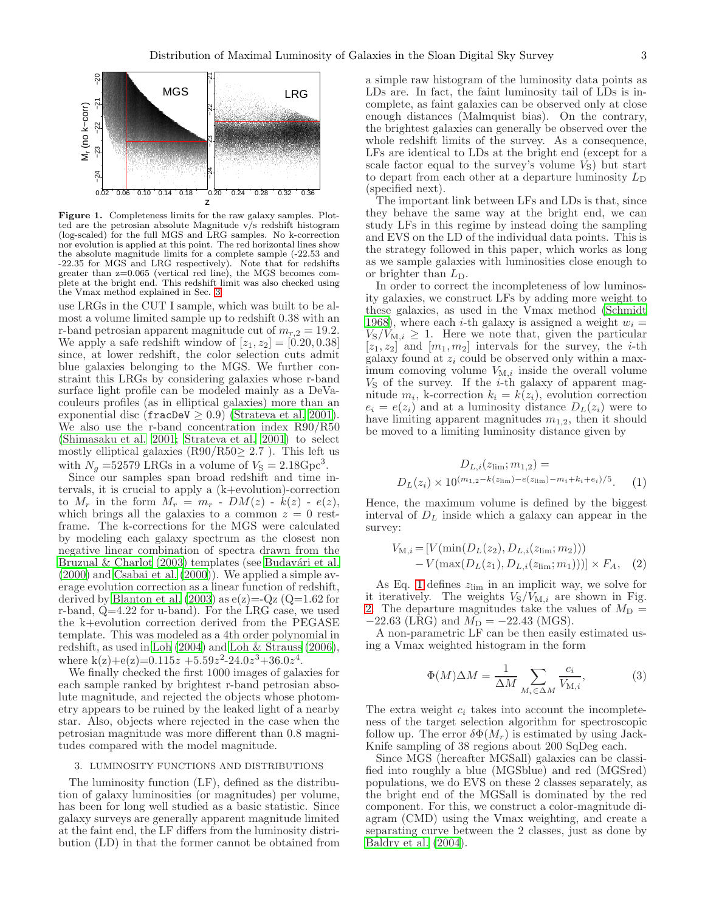**Figure 1.** Completeness limits for the raw galaxy samples. Plotted are the petrosian absolute Magnitude v/s redshift histogram (log-scaled) for the full MGS and LRG samples. No k-correction nor evolution is applied at this point. The red horizontal lines show the absolute magnitude limits for a complete sample (-22.53 and -22.35 for MGS and LRG respectively). Note that for redshifts greater than z=0.065 (vertical red line), the MGS becomes complete at the bright end. This redshift limit was also checked using the Vmax method explained in Sec. 3

use LRGs in the CUT I sample, which was built to be almost a volume limited sample up to redshift 0.38 with an r-band petrosian apparent magnitude cut of $m_{r,2} = 19.2$. We apply a safe redshift window of $[z_1, z_2] = [0.20, 0.38]$ since, at lower redshift, the color selection cuts admit blue galaxies belonging to the MGS. We further constraint this LRGs by considering galaxies whose r-band surface light profile can be modeled mainly as a DeVacouleurs profiles (as in elliptical galaxies) more than an exponential disc (`fracDeV` $\geq 0.9$) (Strateva et al. 2001). We also use the r-band concentration index R90/R50 (Shimasaku et al. 2001; Strateva et al. 2001) to select mostly elliptical galaxies (R90/R50$\geq$ 2.7 ). This left us with $N_g$ =52579 LRGs in a volume of $V_{\rm S} = 2.18{\rm Gpc}^3$.

Since our samples span broad redshift and time intervals, it is crucial to apply a (k+evolution)-correction to $M_r$ in the form $M_r = m_r - DM(z) - k(z) - e(z)$, which brings all the galaxies to a common $z = 0$ restframe. The k-corrections for the MGS were calculated by modeling each galaxy spectrum as the closest non negative linear combination of spectra drawn from the Bruzual & Charlot (2003) templates (see Budavári et al. (2000) and Csabai et al. (2000)). We applied a simple average evolution correction as a linear function of redshift, derived by Blanton et al. (2003) as e(z)=-Qz (Q=1.62 for r-band, Q=4.22 for u-band). For the LRG case, we used the k+evolution correction derived from the PEGASE template. This was modeled as a 4th order polynomial in redshift, as used in Loh (2004) and Loh & Strauss (2006), where $k(z)+e(z)=0.115z + 5.59z^2 - 24.0z^3 + 36.0z^4$.

We finally checked the first 1000 images of galaxies for each sample ranked by brightest r-band petrosian absolute magnitude, and rejected the objects whose photometry appears to be ruined by the leaked light of a nearby star. Also, objects where rejected in the case when the petrosian magnitude was more different than 0.8 magnitudes compared with the model magnitude.

## 3. LUMINOSITY FUNCTIONS AND DISTRIBUTIONS

The luminosity function (LF), defined as the distribution of galaxy luminosities (or magnitudes) per volume, has been for long well studied as a basic statistic. Since galaxy surveys are generally apparent magnitude limited at the faint end, the LF differs from the luminosity distribution (LD) in that the former cannot be obtained from a simple raw histogram of the luminosity data points as LDs are. In fact, the faint luminosity tail of LDs is incomplete, as faint galaxies can be observed only at close enough distances (Malmquist bias). On the contrary, the brightest galaxies can generally be observed over the whole redshift limits of the survey. As a consequence, LFs are identical to LDs at the bright end (except for a scale factor equal to the survey's volume $V_{\rm S}$) but start to depart from each other at a departure luminosity $L_{\rm D}$ (specified next).

The important link between LFs and LDs is that, since they behave the same way at the bright end, we can study LFs in this regime by instead doing the sampling and EVS on the LD of the individual data points. This is the strategy followed in this paper, which works as long as we sample galaxies with luminosities close enough to or brighter than $L_{\rm D}$.

In order to correct the incompleteness of low luminosity galaxies, we construct LFs by adding more weight to these galaxies, as used in the Vmax method (Schmidt 1968), where each $i$-th galaxy is assigned a weight $w_i = V_{\rm S}/V_{{\rm M},i} \geq 1$. Here we note that, given the particular $[z_1, z_2]$ and $[m_1, m_2]$ intervals for the survey, the $i$-th galaxy found at $z_i$ could be observed only within a maximum comoving volume $V_{{\rm M},i}$ inside the overall volume $V_{\rm S}$ of the survey. If the $i$-th galaxy of apparent magnitude $m_i$, k-correction $k_i = k(z_i)$, evolution correction $e_i = e(z_i)$ and at a luminosity distance $D_L(z_i)$ were to have limiting apparent magnitudes $m_{1,2}$, then it should be moved to a limiting luminosity distance given by

$$D_{L,i}(z_{\rm lim}; m_{1,2}) = D_L(z_i) \times 10^{(m_{1,2} - k(z_{\rm lim}) - e(z_{\rm lim}) - m_i + k_i + e_i)/5}. \quad (1)$$

Hence, the maximum volume is defined by the biggest interval of $D_L$ inside which a galaxy can appear in the survey:

$$V_{{\rm M},i} = [V(\min(D_L(z_2), D_{L,i}(z_{\rm lim}; m_2))) - V(\max(D_L(z_1), D_{L,i}(z_{\rm lim}; m_1)))] \times F_A, \quad (2)$$

As Eq. 1 defines $z_{\rm lim}$ in an implicit way, we solve for it iteratively. The weights $V_{\rm S}/V_{{\rm M},i}$ are shown in Fig. 2. The departure magnitudes take the values of $M_{\rm D} = -22.63$ (LRG) and $M_{\rm D} = -22.43$ (MGS).

A non-parametric LF can be then easily estimated using a Vmax weighted histogram in the form

$$\Phi(M)\Delta M = \frac{1}{\Delta M} \sum_{M_i \in \Delta M} \frac{c_i}{V_{{\rm M},i}}, \quad (3)$$

The extra weight $c_i$ takes into account the incompleteness of the target selection algorithm for spectroscopic follow up. The error $\delta\Phi(M_r)$ is estimated by using Jack-Knife sampling of 38 regions about 200 SqDeg each.

Since MGS (hereafter MGSall) galaxies can be classified into roughly a blue (MGSblue) and red (MGSred) populations, we do EVS on these 2 classes separately, as the bright end of the MGSall is dominated by the red component. For this, we construct a color-magnitude diagram (CMD) using the Vmax weighting, and create a separating curve between the 2 classes, just as done by Baldry et al. (2004).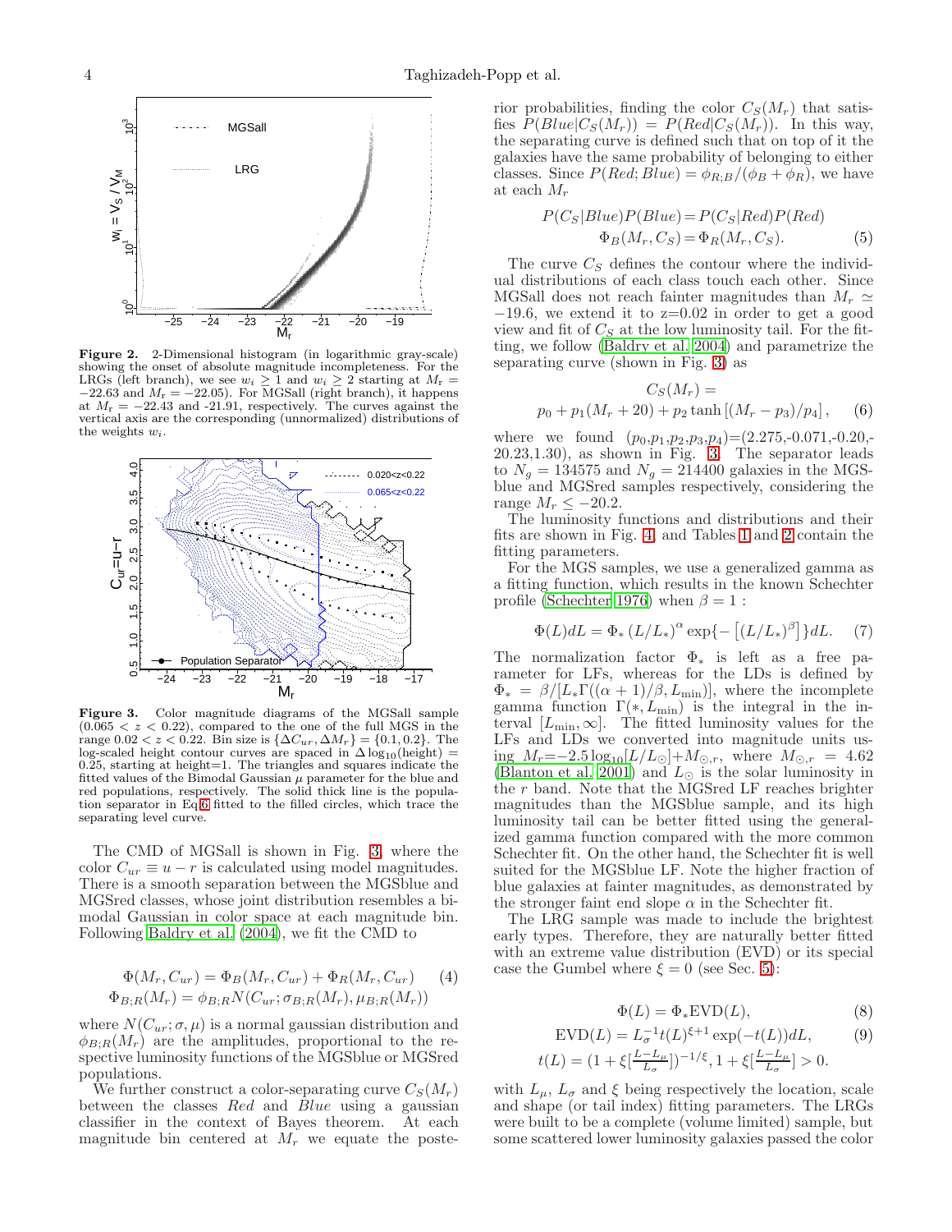**Figure 2.** 2-Dimensional histogram (in logarithmic gray-scale) showing the onset of absolute magnitude incompleteness. For the LRGs (left branch), we see $w_i \geq 1$ and $w_i \geq 2$ starting at $M_r = -22.63$ and $M_r = -22.05$). For MGSall (right branch), it happens at $M_r = -22.43$ and -21.91, respectively. The curves against the vertical axis are the corresponding (unnormalized) distributions of the weights $w_i$.

**Figure 3.** Color magnitude diagrams of the MGSall sample ($0.065 < z < 0.22$), compared to the one of the full MGS in the range $0.02 < z < 0.22$. Bin size is $\{\Delta C_{ur}, \Delta M_r\} = \{0.1, 0.2\}$. The log-scaled height contour curves are spaced in $\Delta \log_{10}(\text{height}) = 0.25$, starting at height=1. The triangles and squares indicate the fitted values of the Bimodal Gaussian $\mu$ parameter for the blue and red populations, respectively. The solid thick line is the population separator in Eq.6 fitted to the filled circles, which trace the separating level curve.

The CMD of MGSall is shown in Fig. 3, where the color $C_{ur} \equiv u - r$ is calculated using model magnitudes. There is a smooth separation between the MGSblue and MGSred classes, whose joint distribution resembles a bimodal Gaussian in color space at each magnitude bin. Following Baldry et al. (2004), we fit the CMD to

$$\Phi(M_r, C_{ur}) = \Phi_B(M_r, C_{ur}) + \Phi_R(M_r, C_{ur}) \quad (4)$$
$$\Phi_{B;R}(M_r) = \phi_{B;R} N(C_{ur}; \sigma_{B;R}(M_r), \mu_{B;R}(M_r))$$

where $N(C_{ur}; \sigma, \mu)$ is a normal gaussian distribution and $\phi_{B;R}(M_r)$ are the amplitudes, proportional to the respective luminosity functions of the MGSblue or MGSred populations.

We further construct a color-separating curve $C_S(M_r)$ between the classes *Red* and *Blue* using a gaussian classifier in the context of Bayes theorem. At each magnitude bin centered at $M_r$ we equate the posterior probabilities, finding the color $C_S(M_r)$ that satisfies $P(Blue|C_S(M_r)) = P(Red|C_S(M_r))$. In this way, the separating curve is defined such that on top of it the galaxies have the same probability of belonging to either classes. Since $P(Red; Blue) = \phi_{R;B}/(\phi_B + \phi_R)$, we have at each $M_r$

$$P(C_S|Blue)P(Blue) = P(C_S|Red)P(Red)$$
$$\Phi_B(M_r, C_S) = \Phi_R(M_r, C_S). \quad (5)$$

The curve $C_S$ defines the contour where the individual distributions of each class touch each other. Since MGSall does not reach fainter magnitudes than $M_r \simeq -19.6$, we extend it to z=0.02 in order to get a good view and fit of $C_S$ at the low luminosity tail. For the fitting, we follow (Baldry et al. 2004) and parametrize the separating curve (shown in Fig. 3) as

$$C_S(M_r) = p_0 + p_1(M_r + 20) + p_2 \tanh\left[(M_r - p_3)/p_4\right], \quad (6)$$

where we found ($p_0$,$p_1$,$p_2$,$p_3$,$p_4$)=(2.275,-0.071,-0.20,-20.23,1.30), as shown in Fig. 3. The separator leads to $N_g = 134575$ and $N_g = 214400$ galaxies in the MGSblue and MGSred samples respectively, considering the range $M_r \leq -20.2$.

The luminosity functions and distributions and their fits are shown in Fig. 4 and Tables 1 and 2 contain the fitting parameters.

For the MGS samples, we use a generalized gamma as a fitting function, which results in the known Schechter profile (Schechter 1976) when $\beta = 1$ :

$$\Phi(L)dL = \Phi_* \left(L/L_*\right)^{\alpha} \exp\{-\left[(L/L_*)^{\beta}\right]\}dL. \quad (7)$$

The normalization factor $\Phi_*$ is left as a free parameter for LFs, whereas for the LDs is defined by $\Phi_* = \beta/[L_*\Gamma((\alpha+1)/\beta, L_{\min})]$, where the incomplete gamma function $\Gamma(*, L_{\min})$ is the integral in the interval $[L_{\min}, \infty]$. The fitted luminosity values for the LFs and LDs we converted into magnitude units using $M_r = -2.5 \log_{10}[L/L_\odot] + M_{\odot,r}$, where $M_{\odot,r} = 4.62$ (Blanton et al. 2001) and $L_\odot$ is the solar luminosity in the $r$ band. Note that the MGSred LF reaches brighter magnitudes than the MGSblue sample, and its high luminosity tail can be better fitted using the generalized gamma function compared with the more common Schechter fit. On the other hand, the Schechter fit is well suited for the MGSblue LF. Note the higher fraction of blue galaxies at fainter magnitudes, as demonstrated by the stronger faint end slope $\alpha$ in the Schechter fit.

The LRG sample was made to include the brightest early types. Therefore, they are naturally better fitted with an extreme value distribution (EVD) or its special case the Gumbel where $\xi = 0$ (see Sec. 5):

$$\Phi(L) = \Phi_* \text{EVD}(L), \quad (8)$$

$$\text{EVD}(L) = L_\sigma^{-1} t(L)^{\xi+1} \exp(-t(L))dL, \quad (9)$$
$$t(L) = (1 + \xi[\tfrac{L-L_\mu}{L_\sigma}])^{-1/\xi}, 1 + \xi[\tfrac{L-L_\mu}{L_\sigma}] > 0.$$

with $L_\mu$, $L_\sigma$ and $\xi$ being respectively the location, scale and shape (or tail index) fitting parameters. The LRGs were built to be a complete (volume limited) sample, but some scattered lower luminosity galaxies passed the color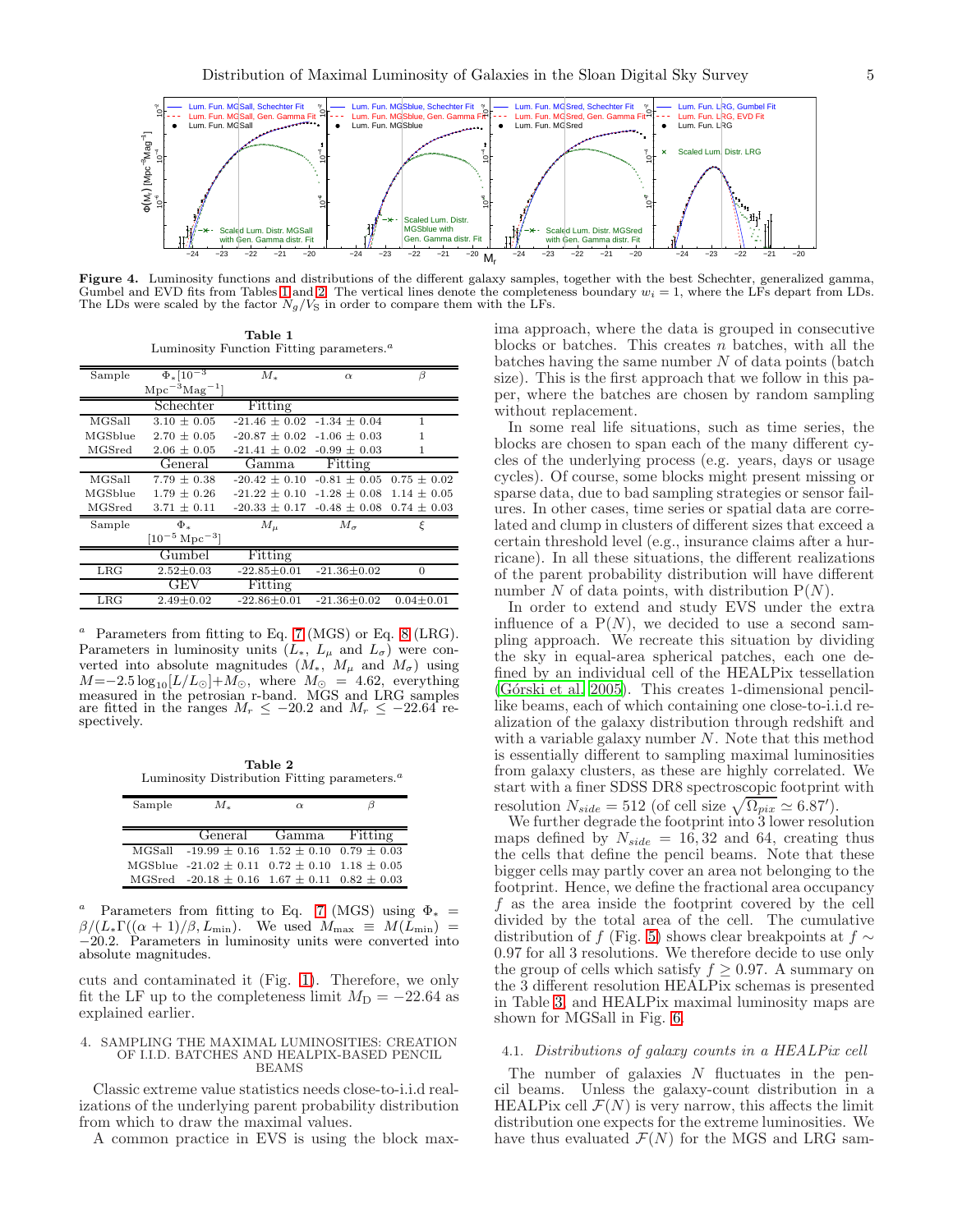**Figure 4.** Luminosity functions and distributions of the different galaxy samples, together with the best Schechter, generalized gamma, Gumbel and EVD fits from Tables 1 and 2. The vertical lines denote the completeness boundary $w_i = 1$, where the LFs depart from LDs. The LDs were scaled by the factor $N_g/V_S$ in order to compare them with the LFs.

**Table 1**
Luminosity Function Fitting parameters.[a]

| Sample | $\Phi_*$ [$10^{-3}$ Mpc$^{-3}$Mag$^{-1}$] | $M_*$ | $\alpha$ | $\beta$ |
|---|---|---|---|---|
| | Schechter | Fitting | | |
| MGSall | 3.10 ± 0.05 | -21.46 ± 0.02 | -1.34 ± 0.04 | 1 |
| MGSblue | 2.70 ± 0.05 | -20.87 ± 0.02 | -1.06 ± 0.03 | 1 |
| MGSred | 2.06 ± 0.05 | -21.41 ± 0.02 | -0.99 ± 0.03 | 1 |
| | General | Gamma | Fitting | |
| MGSall | 7.79 ± 0.38 | -20.42 ± 0.10 | -0.81 ± 0.05 | 0.75 ± 0.02 |
| MGSblue | 1.79 ± 0.26 | -21.22 ± 0.10 | -1.28 ± 0.08 | 1.14 ± 0.05 |
| MGSred | 3.71 ± 0.11 | -20.33 ± 0.17 | -0.48 ± 0.08 | 0.74 ± 0.03 |
| Sample | $\Phi_*$ [$10^{-5}$ Mpc$^{-3}$] | $M_\mu$ | $M_\sigma$ | $\xi$ |
| | Gumbel | Fitting | | |
| LRG | 2.52±0.03 | -22.85±0.01 | -21.36±0.02 | 0 |
| | GEV | Fitting | | |
| LRG | 2.49±0.02 | -22.86±0.01 | -21.36±0.02 | 0.04±0.01 |

[a] Parameters from fitting to Eq. 7 (MGS) or Eq. 8 (LRG). Parameters in luminosity units ($L_*$, $L_\mu$ and $L_\sigma$) were converted into absolute magnitudes ($M_*$, $M_\mu$ and $M_\sigma$) using $M{=}-2.5\log_{10}[L/L_\odot]{+}M_\odot$, where $M_\odot = 4.62$, everything measured in the petrosian r-band. MGS and LRG samples are fitted in the ranges $M_r \leq -20.2$ and $M_r \leq -22.64$ respectively.

**Table 2**
Luminosity Distribution Fitting parameters.[a]

| Sample | $M_*$ | $\alpha$ | $\beta$ |
|---|---|---|---|
| | General | Gamma | Fitting |
| MGSall | -19.99 ± 0.16 | 1.52 ± 0.10 | 0.79 ± 0.03 |
| MGSblue | -21.02 ± 0.11 | 0.72 ± 0.10 | 1.18 ± 0.05 |
| MGSred | -20.18 ± 0.16 | 1.67 ± 0.11 | 0.82 ± 0.03 |

[a] Parameters from fitting to Eq. 7 (MGS) using $\Phi_* = \beta/(L_*\Gamma((\alpha+1)/\beta, L_{\min})$. We used $M_{\max} \equiv M(L_{\min}) = -20.2$. Parameters in luminosity units were converted into absolute magnitudes.

cuts and contaminated it (Fig. 1). Therefore, we only fit the LF up to the completeness limit $M_D = -22.64$ as explained earlier.

## 4. SAMPLING THE MAXIMAL LUMINOSITIES: CREATION OF I.I.D. BATCHES AND HEALPIX-BASED PENCIL BEAMS

Classic extreme value statistics needs close-to-i.i.d realizations of the underlying parent probability distribution from which to draw the maximal values.

A common practice in EVS is using the block maxima approach, where the data is grouped in consecutive blocks or batches. This creates $n$ batches, with all the batches having the same number $N$ of data points (batch size). This is the first approach that we follow in this paper, where the batches are chosen by random sampling without replacement.

In some real life situations, such as time series, the blocks are chosen to span each of the many different cycles of the underlying process (e.g. years, days or usage cycles). Of course, some blocks might present missing or sparse data, due to bad sampling strategies or sensor failures. In other cases, time series or spatial data are correlated and clump in clusters of different sizes that exceed a certain threshold level (e.g., insurance claims after a hurricane). In all these situations, the different realizations of the parent probability distribution will have different number $N$ of data points, with distribution P($N$).

In order to extend and study EVS under the extra influence of a P($N$), we decided to use a second sampling approach. We recreate this situation by dividing the sky in equal-area spherical patches, each one defined by an individual cell of the HEALPix tessellation (Górski et al. 2005). This creates 1-dimensional pencil-like beams, each of which containing one close-to-i.i.d realization of the galaxy distribution through redshift and with a variable galaxy number $N$. Note that this method is essentially different to sampling maximal luminosities from galaxy clusters, as these are highly correlated. We start with a finer SDSS DR8 spectroscopic footprint with resolution $N_{side} = 512$ (of cell size $\sqrt{\Omega_{pix}} \simeq 6.87'$).

We further degrade the footprint into 3 lower resolution maps defined by $N_{side} = 16, 32$ and 64, creating thus the cells that define the pencil beams. Note that these bigger cells may partly cover an area not belonging to the footprint. Hence, we define the fractional area occupancy $f$ as the area inside the footprint covered by the cell divided by the total area of the cell. The cumulative distribution of $f$ (Fig. 5) shows clear breakpoints at $f \sim 0.97$ for all 3 resolutions. We therefore decide to use only the group of cells which satisfy $f \geq 0.97$. A summary on the 3 different resolution HEALPix schemas is presented in Table 3, and HEALPix maximal luminosity maps are shown for MGSall in Fig. 6.

### 4.1. *Distributions of galaxy counts in a HEALPix cell*

The number of galaxies $N$ fluctuates in the pencil beams. Unless the galaxy-count distribution in a HEALPix cell $\mathcal{F}(N)$ is very narrow, this affects the limit distribution one expects for the extreme luminosities. We have thus evaluated $\mathcal{F}(N)$ for the MGS and LRG sam-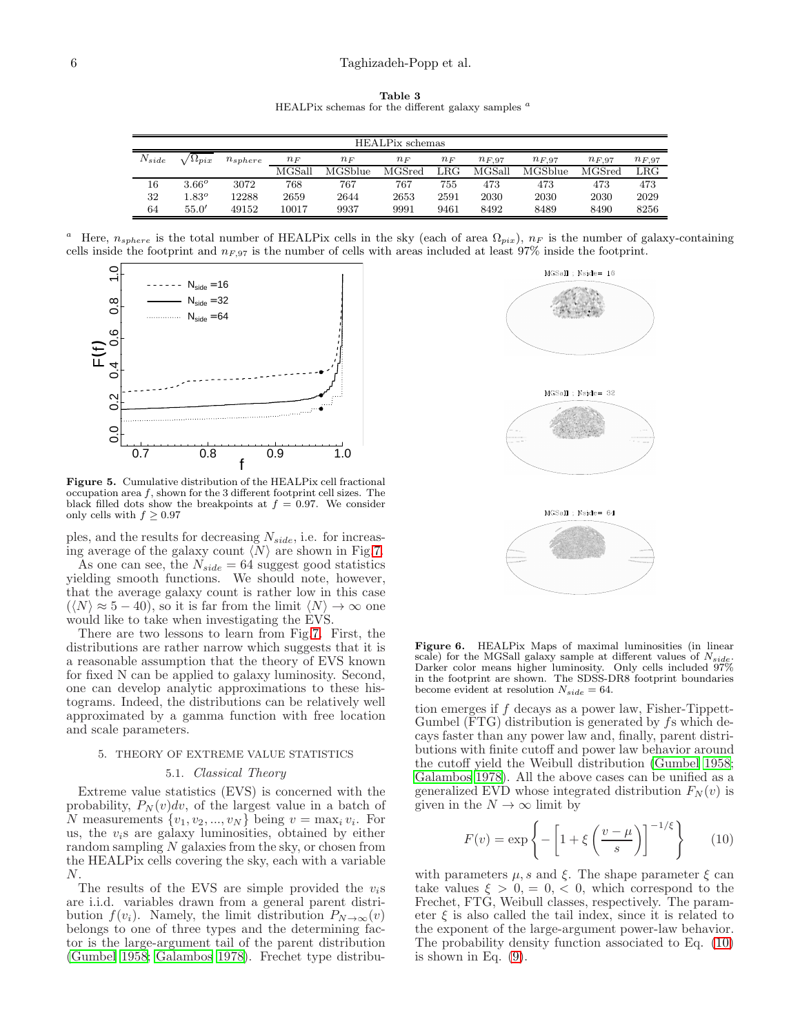**Table 3**
HEALPix schemas for the different galaxy samples [a]

| HEALPix schemas | | | | | | | | | | |
|---|---|---|---|---|---|---|---|---|---|---|
| $N_{side}$ | $\sqrt{\Omega_{pix}}$ | $n_{sphere}$ | $n_F$ | $n_F$ | $n_F$ | $n_F$ | $n_{F,97}$ | $n_{F,97}$ | $n_{F,97}$ | $n_{F,97}$ |
| | | | MGSall | MGSblue | MGSred | LRG | MGSall | MGSblue | MGSred | LRG |
| 16 | $3.66^o$ | 3072 | 768 | 767 | 767 | 755 | 473 | 473 | 473 | 473 |
| 32 | $1.83^o$ | 12288 | 2659 | 2644 | 2653 | 2591 | 2030 | 2030 | 2030 | 2029 |
| 64 | $55.0'$ | 49152 | 10017 | 9937 | 9991 | 9461 | 8492 | 8489 | 8490 | 8256 |

[a] Here, $n_{sphere}$ is the total number of HEALPix cells in the sky (each of area $\Omega_{pix}$), $n_F$ is the number of galaxy-containing cells inside the footprint and $n_{F,97}$ is the number of cells with areas included at least 97% inside the footprint.

**Figure 5.** Cumulative distribution of the HEALPix cell fractional occupation area $f$, shown for the 3 different footprint cell sizes. The black filled dots show the breakpoints at $f = 0.97$. We consider only cells with $f \geq 0.97$

**Figure 6.** HEALPix Maps of maximal luminosities (in linear scale) for the MGSall galaxy sample at different values of $N_{side}$. Darker color means higher luminosity. Only cells included 97% in the footprint are shown. The SDSS-DR8 footprint boundaries become evident at resolution $N_{side} = 64$.

ples, and the results for decreasing $N_{side}$, i.e. for increasing average of the galaxy count $\langle N \rangle$ are shown in Fig. 7.

As one can see, the $N_{side} = 64$ suggest good statistics yielding smooth functions. We should note, however, that the average galaxy count is rather low in this case ($\langle N \rangle \approx 5 - 40$), so it is far from the limit $\langle N \rangle \to \infty$ one would like to take when investigating the EVS.

There are two lessons to learn from Fig. 7. First, the distributions are rather narrow which suggests that it is a reasonable assumption that the theory of EVS known for fixed N can be applied to galaxy luminosity. Second, one can develop analytic approximations to these histograms. Indeed, the distributions can be relatively well approximated by a gamma function with free location and scale parameters.

## 5. THEORY OF EXTREME VALUE STATISTICS

### 5.1. *Classical Theory*

Extreme value statistics (EVS) is concerned with the probability, $P_N(v)dv$, of the largest value in a batch of $N$ measurements $\{v_1, v_2, ..., v_N\}$ being $v = \max_i v_i$. For us, the $v_i$s are galaxy luminosities, obtained by either random sampling $N$ galaxies from the sky, or chosen from the HEALPix cells covering the sky, each with a variable $N$.

The results of the EVS are simple provided the $v_i$s are i.i.d. variables drawn from a general parent distribution $f(v_i)$. Namely, the limit distribution $P_{N\to\infty}(v)$ belongs to one of three types and the determining factor is the large-argument tail of the parent distribution (Gumbel 1958; Galambos 1978). Frechet type distribution emerges if $f$ decays as a power law, Fisher-Tippett-Gumbel (FTG) distribution is generated by $f$s which decays faster than any power law and, finally, parent distributions with finite cutoff and power law behavior around the cutoff yield the Weibull distribution (Gumbel 1958; Galambos 1978). All the above cases can be unified as a generalized EVD whose integrated distribution $F_N(v)$ is given in the $N \to \infty$ limit by

$$F(v) = \exp\left\{ -\left[1 + \xi\left(\frac{v-\mu}{s}\right)\right]^{-1/\xi} \right\} \qquad (10)$$

with parameters $\mu, s$ and $\xi$. The shape parameter $\xi$ can take values $\xi > 0, = 0, < 0$, which correspond to the Frechet, FTG, Weibull classes, respectively. The parameter $\xi$ is also called the tail index, since it is related to the exponent of the large-argument power-law behavior. The probability density function associated to Eq. (10) is shown in Eq. (9).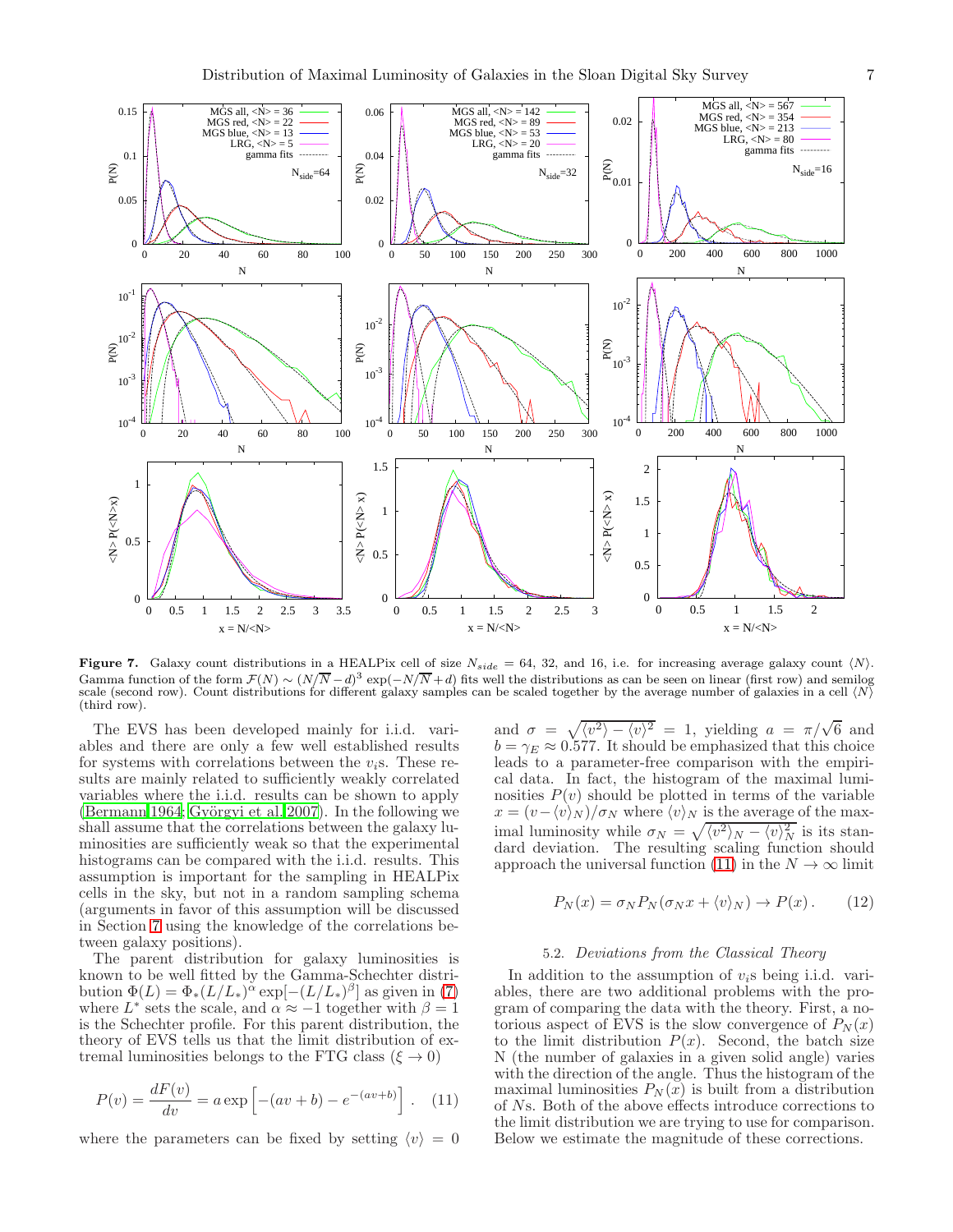**Figure 7.** Galaxy count distributions in a HEALPix cell of size $N_{side} = 64$, 32, and 16, i.e. for increasing average galaxy count $\langle N \rangle$. Gamma function of the form $\mathcal{F}(N) \sim (N/\overline{N} - d)^3 \exp(-N/\overline{N} + d)$ fits well the distributions as can be seen on linear (first row) and semilog scale (second row). Count distributions for different galaxy samples can be scaled together by the average number of galaxies in a cell $\langle N \rangle$ (third row).

The EVS has been developed mainly for i.i.d. variables and there are only a few well established results for systems with correlations between the $v_i$s. These results are mainly related to sufficiently weakly correlated variables where the i.i.d. results can be shown to apply (Bermann 1964; Györgyi et al. 2007). In the following we shall assume that the correlations between the galaxy luminosities are sufficiently weak so that the experimental histograms can be compared with the i.i.d. results. This assumption is important for the sampling in HEALPix cells in the sky, but not in a random sampling schema (arguments in favor of this assumption will be discussed in Section 7 using the knowledge of the correlations between galaxy positions).

The parent distribution for galaxy luminosities is known to be well fitted by the Gamma-Schechter distribution $\Phi(L) = \Phi_*(L/L_*)^{\alpha} \exp[-(L/L_*)^{\beta}]$ as given in (7) where $L^*$ sets the scale, and $\alpha \approx -1$ together with $\beta = 1$ is the Schechter profile. For this parent distribution, the theory of EVS tells us that the limit distribution of extremal luminosities belongs to the FTG class ($\xi \to 0$)

$$P(v) = \frac{dF(v)}{dv} = a \exp\left[-(av+b) - e^{-(av+b)}\right] . \quad (11)$$

where the parameters can be fixed by setting $\langle v \rangle = 0$ and $\sigma = \sqrt{\langle v^2 \rangle - \langle v \rangle^2} = 1$, yielding $a = \pi/\sqrt{6}$ and $b = \gamma_E \approx 0.577$. It should be emphasized that this choice leads to a parameter-free comparison with the empirical data. In fact, the histogram of the maximal luminosities $P(v)$ should be plotted in terms of the variable $x = (v - \langle v \rangle_N)/\sigma_N$ where $\langle v \rangle_N$ is the average of the maximal luminosity while $\sigma_N = \sqrt{\langle v^2 \rangle_N - \langle v \rangle_N^2}$ is its standard deviation. The resulting scaling function should approach the universal function (11) in the $N \to \infty$ limit

$$P_N(x) = \sigma_N P_N(\sigma_N x + \langle v \rangle_N) \to P(x) . \quad (12)$$

### 5.2. *Deviations from the Classical Theory*

In addition to the assumption of $v_i$s being i.i.d. variables, there are two additional problems with the program of comparing the data with the theory. First, a notorious aspect of EVS is the slow convergence of $P_N(x)$ to the limit distribution $P(x)$. Second, the batch size N (the number of galaxies in a given solid angle) varies with the direction of the angle. Thus the histogram of the maximal luminosities $P_N(x)$ is built from a distribution of $N$s. Both of the above effects introduce corrections to the limit distribution we are trying to use for comparison. Below we estimate the magnitude of these corrections.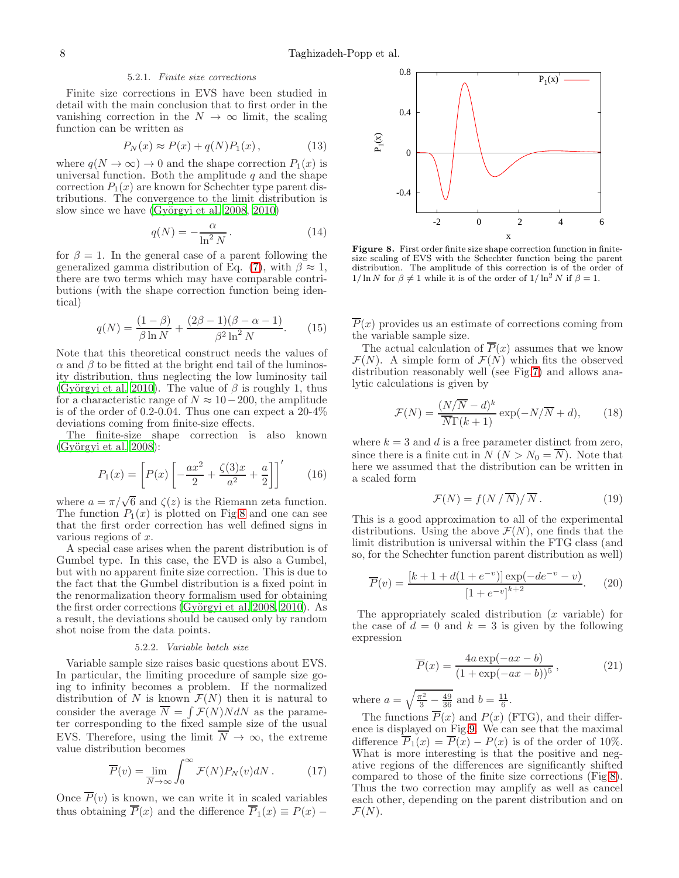#### 5.2.1. *Finite size corrections*

Finite size corrections in EVS have been studied in detail with the main conclusion that to first order in the vanishing correction in the $N \to \infty$ limit, the scaling function can be written as

$$P_N(x) \approx P(x) + q(N)P_1(x)\,, \qquad (13)$$

where $q(N \to \infty) \to 0$ and the shape correction $P_1(x)$ is universal function. Both the amplitude $q$ and the shape correction $P_1(x)$ are known for Schechter type parent distributions. The convergence to the limit distribution is slow since we have (Györgyi et al. 2008, 2010)

$$q(N) = -\frac{\alpha}{\ln^2 N}\,. \qquad (14)$$

for $\beta = 1$. In the general case of a parent following the generalized gamma distribution of Eq. (7), with $\beta \approx 1$, there are two terms which may have comparable contributions (with the shape correction function being identical)

$$q(N) = \frac{(1-\beta)}{\beta \ln N} + \frac{(2\beta - 1)(\beta - \alpha - 1)}{\beta^2 \ln^2 N}. \qquad (15)$$

Note that this theoretical construct needs the values of $\alpha$ and $\beta$ to be fitted at the bright end tail of the luminosity distribution, thus neglecting the low luminosity tail (Györgyi et al. 2010). The value of $\beta$ is roughly 1, thus for a characteristic range of $N \approx 10-200$, the amplitude is of the order of 0.2-0.04. Thus one can expect a 20-4% deviations coming from finite-size effects.

The finite-size shape correction is also known (Györgyi et al. 2008):

$$P_1(x) = \left[P(x)\left[-\frac{ax^2}{2} + \frac{\zeta(3)x}{a^2} + \frac{a}{2}\right]\right]' \qquad (16)$$

where $a = \pi/\sqrt{6}$ and $\zeta(z)$ is the Riemann zeta function. The function $P_1(x)$ is plotted on Fig.8 and one can see that the first order correction has well defined signs in various regions of $x$.

A special case arises when the parent distribution is of Gumbel type. In this case, the EVD is also a Gumbel, but with no apparent finite size correction. This is due to the fact that the Gumbel distribution is a fixed point in the renormalization theory formalism used for obtaining the first order corrections (Györgyi et al. 2008, 2010). As a result, the deviations should be caused only by random shot noise from the data points.

**Figure 8.** First order finite size shape correction function in finite-size scaling of EVS with the Schechter function being the parent distribution. The amplitude of this correction is of the order of $1/\ln N$ for $\beta \neq 1$ while it is of the order of $1/\ln^2 N$ if $\beta = 1$.

#### 5.2.2. *Variable batch size*

Variable sample size raises basic questions about EVS. In particular, the limiting procedure of sample size going to infinity becomes a problem. If the normalized distribution of $N$ is known $\mathcal{F}(N)$ then it is natural to consider the average $\overline{N} = \int \mathcal{F}(N)NdN$ as the parameter corresponding to the fixed sample size of the usual EVS. Therefore, using the limit $\overline{N} \to \infty$, the extreme value distribution becomes

$$\overline{P}(v) = \lim_{\overline{N}\to\infty} \int_0^\infty \mathcal{F}(N)P_N(v)dN\,. \qquad (17)$$

Once $\overline{P}(v)$ is known, we can write it in scaled variables thus obtaining $\overline{P}(x)$ and the difference $\overline{P}_1(x) \equiv P(x) - \overline{P}(x)$ provides us an estimate of corrections coming from the variable sample size.

The actual calculation of $\overline{P}(x)$ assumes that we know $\mathcal{F}(N)$. A simple form of $\mathcal{F}(N)$ which fits the observed distribution reasonably well (see Fig.7) and allows analytic calculations is given by

$$\mathcal{F}(N) = \frac{(N/\overline{N} - d)^k}{\overline{N}\Gamma(k+1)} \exp(-N/\overline{N} + d), \qquad (18)$$

where $k = 3$ and $d$ is a free parameter distinct from zero, since there is a finite cut in $N$ ($N > N_0 = \overline{N}$). Note that here we assumed that the distribution can be written in a scaled form

$$\mathcal{F}(N) = f(N\,/\,\overline{N})/\,\overline{N}\,. \qquad (19)$$

This is a good approximation to all of the experimental distributions. Using the above $\mathcal{F}(N)$, one finds that the limit distribution is universal within the FTG class (and so, for the Schechter function parent distribution as well)

$$\overline{P}(v) = \frac{[k + 1 + d(1 + e^{-v})]\exp(-de^{-v} - v)}{[1 + e^{-v}]^{k+2}}. \qquad (20)$$

The appropriately scaled distribution ($x$ variable) for the case of $d = 0$ and $k = 3$ is given by the following expression

$$\overline{P}(x) = \frac{4a\exp(-ax - b)}{(1 + \exp(-ax - b))^5}\,, \qquad (21)$$

where $a = \sqrt{\frac{\pi^2}{3} - \frac{49}{36}}$ and $b = \frac{11}{6}$.

The functions $\overline{P}(x)$ and $P(x)$ (FTG), and their difference is displayed on Fig.9. We can see that the maximal difference $\overline{P}_1(x) = \overline{P}(x) - P(x)$ is of the order of 10%. What is more interesting is that the positive and negative regions of the differences are significantly shifted compared to those of the finite size corrections (Fig.8). Thus the two correction may amplify as well as cancel each other, depending on the parent distribution and on $\mathcal{F}(N)$.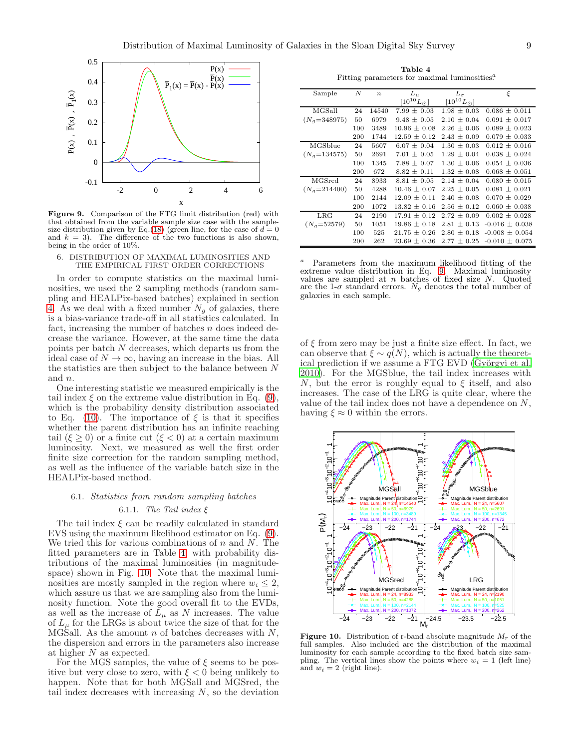**Figure 9.** Comparison of the FTG limit distribution (red) with that obtained from the variable sample size case with the sample-size distribution given by Eq.(18) (green line, for the case of $d = 0$ and $k = 3$). The difference of the two functions is also shown, being in the order of 10%.

## 6. DISTRIBUTION OF MAXIMAL LUMINOSITIES AND THE EMPIRICAL FIRST ORDER CORRECTIONS

In order to compute statistics on the maximal luminosities, we used the 2 sampling methods (random sampling and HEALPix-based batches) explained in section 4. As we deal with a fixed number $N_g$ of galaxies, there is a bias-variance trade-off in all statistics calculated. In fact, increasing the number of batches $n$ does indeed decrease the variance. However, at the same time the data points per batch $N$ decreases, which departs us from the ideal case of $N \to \infty$, having an increase in the bias. All the statistics are then subject to the balance between $N$ and $n$.

One interesting statistic we measured empirically is the tail index $\xi$ on the extreme value distribution in Eq. (9), which is the probability density distribution associated to Eq. (10). The importance of $\xi$ is that it specifies whether the parent distribution has an infinite reaching tail ($\xi \geq 0$) or a finite cut ($\xi < 0$) at a certain maximum luminosity. Next, we measured as well the first order finite size correction for the random sampling method, as well as the influence of the variable batch size in the HEALPix-based method.

### 6.1. *Statistics from random sampling batches*

#### 6.1.1. *The Tail index $\xi$*

The tail index $\xi$ can be readily calculated in standard EVS using the maximum likelihood estimator on Eq. (9). We tried this for various combinations of $n$ and $N$. The fitted parameters are in Table 4, with probability distributions of the maximal luminosities (in magnitude-space) shown in Fig. 10. Note that the maximal luminosities are mostly sampled in the region where $w_i \leq 2$, which assure us that we are sampling also from the luminosity function. Note the good overall fit to the EVDs, as well as the increase of $L_\mu$ as $N$ increases. The value of $L_\mu$ for the LRGs is about twice the size of that for the MGSall. As the amount $n$ of batches decreases with $N$, the dispersion and errors in the parameters also increase at higher $N$ as expected.

For the MGS samples, the value of $\xi$ seems to be positive but very close to zero, with $\xi < 0$ being unlikely to happen. Note that for both MGSall and MGSred, the tail index decreases with increasing $N$, so the deviation of $\xi$ from zero may be just a finite size effect. In fact, we can observe that $\xi \sim q(N)$, which is actually the theoretical prediction if we assume a FTG EVD (Györgyi et al. 2010). For the MGSblue, the tail index increases with $N$, but the error is roughly equal to $\xi$ itself, and also increases. The case of the LRG is quite clear, where the value of the tail index does not have a dependence on $N$, having $\xi \approx 0$ within the errors.

**Table 4**
Fitting parameters for maximal luminosities.[a]

| Sample | $N$ | $n$ | $L_\mu$ [$10^{10} L_\odot$] | $L_\sigma$ [$10^{10} L_\odot$] | $\xi$ |
|---|---|---|---|---|---|
| MGSall | 24 | 14540 | 7.99 ± 0.03 | 1.98 ± 0.03 | 0.086 ± 0.011 |
| ($N_g$=348975) | 50 | 6979 | 9.48 ± 0.05 | 2.10 ± 0.04 | 0.091 ± 0.017 |
| | 100 | 3489 | 10.96 ± 0.08 | 2.26 ± 0.06 | 0.089 ± 0.023 |
| | 200 | 1744 | 12.59 ± 0.12 | 2.43 ± 0.09 | 0.079 ± 0.033 |
| MGSblue | 24 | 5607 | 6.07 ± 0.04 | 1.30 ± 0.03 | 0.012 ± 0.016 |
| ($N_g$=134575) | 50 | 2691 | 7.01 ± 0.05 | 1.29 ± 0.04 | 0.038 ± 0.024 |
| | 100 | 1345 | 7.88 ± 0.07 | 1.30 ± 0.06 | 0.054 ± 0.036 |
| | 200 | 672 | 8.82 ± 0.11 | 1.32 ± 0.08 | 0.068 ± 0.051 |
| MGSred | 24 | 8933 | 8.81 ± 0.05 | 2.14 ± 0.04 | 0.080 ± 0.015 |
| ($N_g$=214400) | 50 | 4288 | 10.46 ± 0.07 | 2.25 ± 0.05 | 0.081 ± 0.021 |
| | 100 | 2144 | 12.09 ± 0.11 | 2.40 ± 0.08 | 0.070 ± 0.029 |
| | 200 | 1072 | 13.82 ± 0.16 | 2.56 ± 0.12 | 0.060 ± 0.038 |
| LRG | 24 | 2190 | 17.91 ± 0.12 | 2.72 ± 0.09 | 0.002 ± 0.028 |
| ($N_g$=52579) | 50 | 1051 | 19.86 ± 0.18 | 2.81 ± 0.13 | -0.016 ± 0.038 |
| | 100 | 525 | 21.75 ± 0.26 | 2.80 ± 0.18 | -0.008 ± 0.054 |
| | 200 | 262 | 23.69 ± 0.36 | 2.77 ± 0.25 | -0.010 ± 0.075 |

[a] Parameters from the maximum likelihood fitting of the extreme value distribution in Eq. 9. Maximal luminosity values are sampled at $n$ batches of fixed size $N$. Quoted are the 1-$\sigma$ standard errors. $N_g$ denotes the total number of galaxies in each sample.

**Figure 10.** Distribution of r-band absolute magnitude $M_r$ of the full samples. Also included are the distribution of the maximal luminosity for each sample according to the fixed batch size sampling. The vertical lines show the points where $w_i = 1$ (left line) and $w_i = 2$ (right line).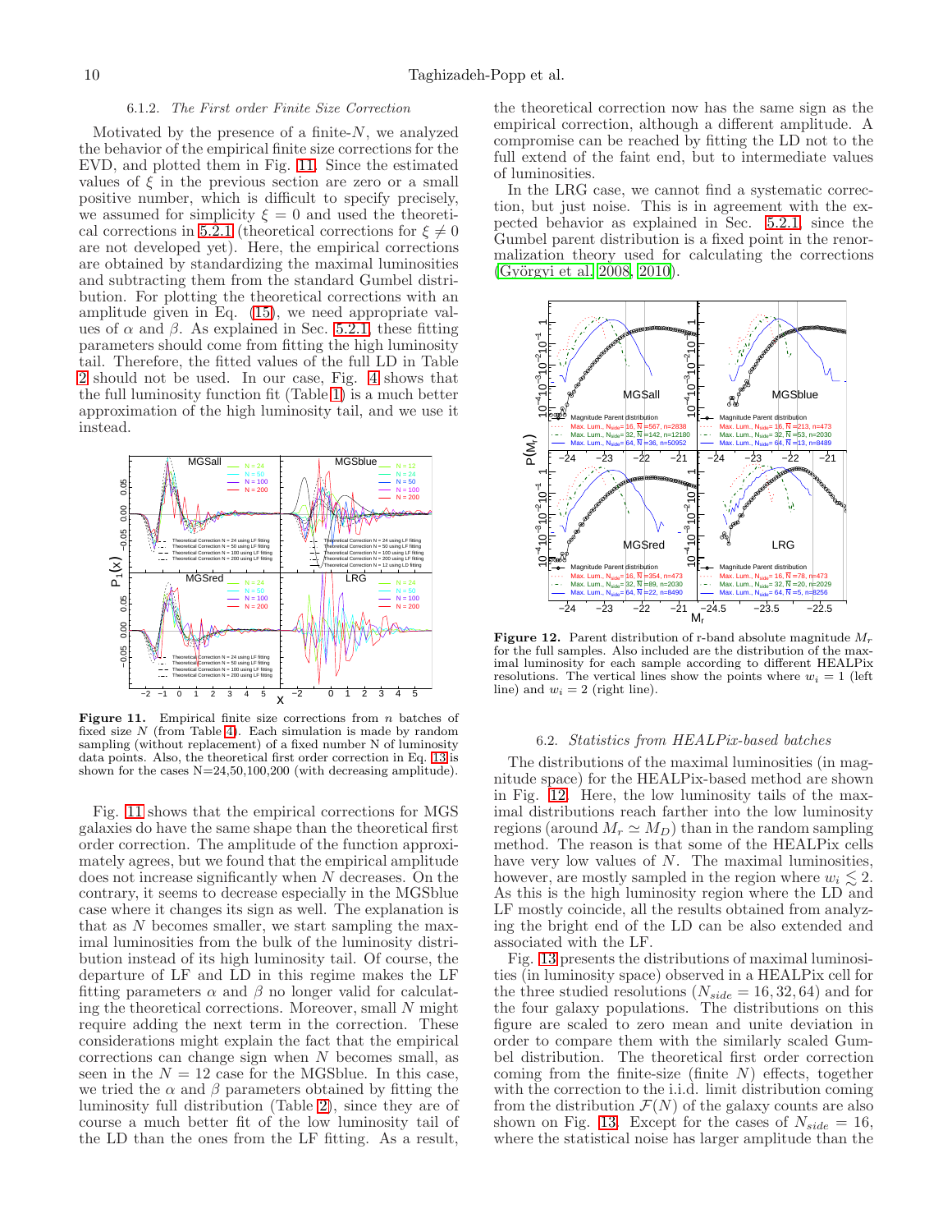### 6.1.2. *The First order Finite Size Correction*

Motivated by the presence of a finite-$N$, we analyzed the behavior of the empirical finite size corrections for the EVD, and plotted them in Fig. 11. Since the estimated values of $\xi$ in the previous section are zero or a small positive number, which is difficult to specify precisely, we assumed for simplicity $\xi = 0$ and used the theoretical corrections in 5.2.1 (theoretical corrections for $\xi \neq 0$ are not developed yet). Here, the empirical corrections are obtained by standardizing the maximal luminosities and subtracting them from the standard Gumbel distribution. For plotting the theoretical corrections with an amplitude given in Eq. (15), we need appropriate values of $\alpha$ and $\beta$. As explained in Sec. 5.2.1, these fitting parameters should come from fitting the high luminosity tail. Therefore, the fitted values of the full LD in Table 2 should not be used. In our case, Fig. 4 shows that the full luminosity function fit (Table 1) is a much better approximation of the high luminosity tail, and we use it instead.

**Figure 11.** Empirical finite size corrections from $n$ batches of fixed size $N$ (from Table 4). Each simulation is made by random sampling (without replacement) of a fixed number N of luminosity data points. Also, the theoretical first order correction in Eq. 13 is shown for the cases N=24,50,100,200 (with decreasing amplitude).

Fig. 11 shows that the empirical corrections for MGS galaxies do have the same shape than the theoretical first order correction. The amplitude of the function approximately agrees, but we found that the empirical amplitude does not increase significantly when $N$ decreases. On the contrary, it seems to decrease especially in the MGSblue case where it changes its sign as well. The explanation is that as $N$ becomes smaller, we start sampling the maximal luminosities from the bulk of the luminosity distribution instead of its high luminosity tail. Of course, the departure of LF and LD in this regime makes the LF fitting parameters $\alpha$ and $\beta$ no longer valid for calculating the theoretical corrections. Moreover, small $N$ might require adding the next term in the correction. These considerations might explain the fact that the empirical corrections can change sign when $N$ becomes small, as seen in the $N = 12$ case for the MGSblue. In this case, we tried the $\alpha$ and $\beta$ parameters obtained by fitting the luminosity full distribution (Table 2), since they are of course a much better fit of the low luminosity tail of the LD than the ones from the LF fitting. As a result, the theoretical correction now has the same sign as the empirical correction, although a different amplitude. A compromise can be reached by fitting the LD not to the full extend of the faint end, but to intermediate values of luminosities.

In the LRG case, we cannot find a systematic correction, but just noise. This is in agreement with the expected behavior as explained in Sec. 5.2.1, since the Gumbel parent distribution is a fixed point in the renormalization theory used for calculating the corrections (Györgyi et al. 2008, 2010).

**Figure 12.** Parent distribution of r-band absolute magnitude $M_r$ for the full samples. Also included are the distribution of the maximal luminosity for each sample according to different HEALPix resolutions. The vertical lines show the points where $w_i = 1$ (left line) and $w_i = 2$ (right line).

### 6.2. *Statistics from HEALPix-based batches*

The distributions of the maximal luminosities (in magnitude space) for the HEALPix-based method are shown in Fig. 12. Here, the low luminosity tails of the maximal distributions reach farther into the low luminosity regions (around $M_r \simeq M_D$) than in the random sampling method. The reason is that some of the HEALPix cells have very low values of $N$. The maximal luminosities, however, are mostly sampled in the region where $w_i \lesssim 2$. As this is the high luminosity region where the LD and LF mostly coincide, all the results obtained from analyzing the bright end of the LD can be also extended and associated with the LF.

Fig. 13 presents the distributions of maximal luminosities (in luminosity space) observed in a HEALPix cell for the three studied resolutions ($N_{side} = 16, 32, 64$) and for the four galaxy populations. The distributions on this figure are scaled to zero mean and unite deviation in order to compare them with the similarly scaled Gumbel distribution. The theoretical first order correction coming from the finite-size (finite $N$) effects, together with the correction to the i.i.d. limit distribution coming from the distribution $\mathcal{F}(N)$ of the galaxy counts are also shown on Fig. 13. Except for the cases of $N_{side} = 16$, where the statistical noise has larger amplitude than the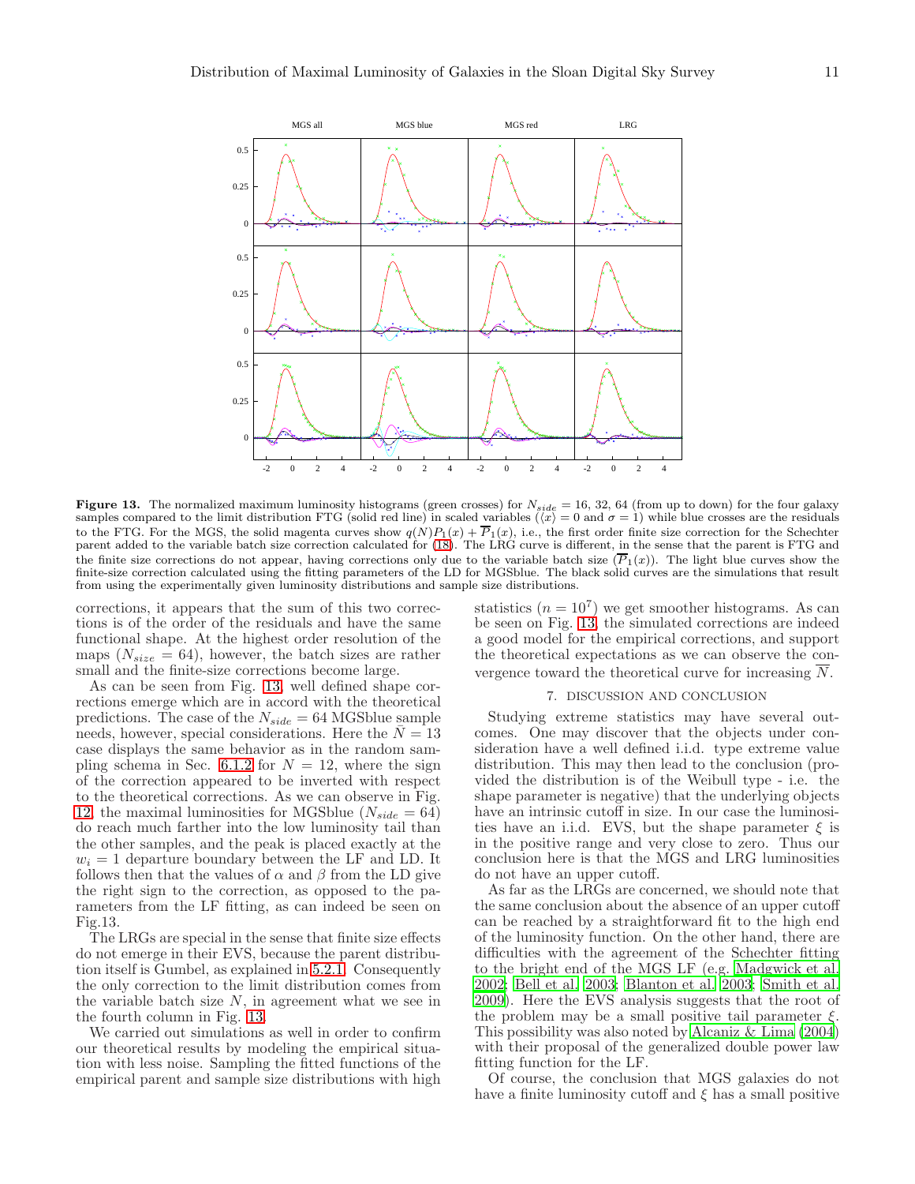**Figure 13.** The normalized maximum luminosity histograms (green crosses) for $N_{side} = 16$, 32, 64 (from up to down) for the four galaxy samples compared to the limit distribution FTG (solid red line) in scaled variables ($\langle x \rangle = 0$ and $\sigma = 1$) while blue crosses are the residuals to the FTG. For the MGS, the solid magenta curves show $q(N)P_1(x) + \overline{P}_1(x)$, i.e., the first order finite size correction for the Schechter parent added to the variable batch size correction calculated for (18). The LRG curve is different, in the sense that the parent is FTG and the finite size corrections do not appear, having corrections only due to the variable batch size ($\overline{P}_1(x)$). The light blue curves show the finite-size correction calculated using the fitting parameters of the LD for MGSblue. The black solid curves are the simulations that result from using the experimentally given luminosity distributions and sample size distributions.

corrections, it appears that the sum of this two corrections is of the order of the residuals and have the same functional shape. At the highest order resolution of the maps ($N_{size} = 64$), however, the batch sizes are rather small and the finite-size corrections become large.

As can be seen from Fig. 13, well defined shape corrections emerge which are in accord with the theoretical predictions. The case of the $N_{side} = 64$ MGSblue sample needs, however, special considerations. Here the $\bar{N} = 13$ case displays the same behavior as in the random sampling schema in Sec. 6.1.2 for $N = 12$, where the sign of the correction appeared to be inverted with respect to the theoretical corrections. As we can observe in Fig. 12, the maximal luminosities for MGSblue ($N_{side} = 64$) do reach much farther into the low luminosity tail than the other samples, and the peak is placed exactly at the $w_i = 1$ departure boundary between the LF and LD. It follows then that the values of $\alpha$ and $\beta$ from the LD give the right sign to the correction, as opposed to the parameters from the LF fitting, as can indeed be seen on Fig.13.

The LRGs are special in the sense that finite size effects do not emerge in their EVS, because the parent distribution itself is Gumbel, as explained in 5.2.1. Consequently the only correction to the limit distribution comes from the variable batch size $N$, in agreement what we see in the fourth column in Fig. 13.

We carried out simulations as well in order to confirm our theoretical results by modeling the empirical situation with less noise. Sampling the fitted functions of the empirical parent and sample size distributions with high statistics ($n = 10^7$) we get smoother histograms. As can be seen on Fig. 13, the simulated corrections are indeed a good model for the empirical corrections, and support the theoretical expectations as we can observe the convergence toward the theoretical curve for increasing $\overline{N}$.

## 7. DISCUSSION AND CONCLUSION

Studying extreme statistics may have several outcomes. One may discover that the objects under consideration have a well defined i.i.d. type extreme value distribution. This may then lead to the conclusion (provided the distribution is of the Weibull type - i.e. the shape parameter is negative) that the underlying objects have an intrinsic cutoff in size. In our case the luminosities have an i.i.d. EVS, but the shape parameter $\xi$ is in the positive range and very close to zero. Thus our conclusion here is that the MGS and LRG luminosities do not have an upper cutoff.

As far as the LRGs are concerned, we should note that the same conclusion about the absence of an upper cutoff can be reached by a straightforward fit to the high end of the luminosity function. On the other hand, there are difficulties with the agreement of the Schechter fitting to the bright end of the MGS LF (e.g. Madgwick et al. 2002; Bell et al. 2003; Blanton et al. 2003; Smith et al. 2009). Here the EVS analysis suggests that the root of the problem may be a small positive tail parameter $\xi$. This possibility was also noted by Alcaniz & Lima (2004) with their proposal of the generalized double power law fitting function for the LF.

Of course, the conclusion that MGS galaxies do not have a finite luminosity cutoff and $\xi$ has a small positive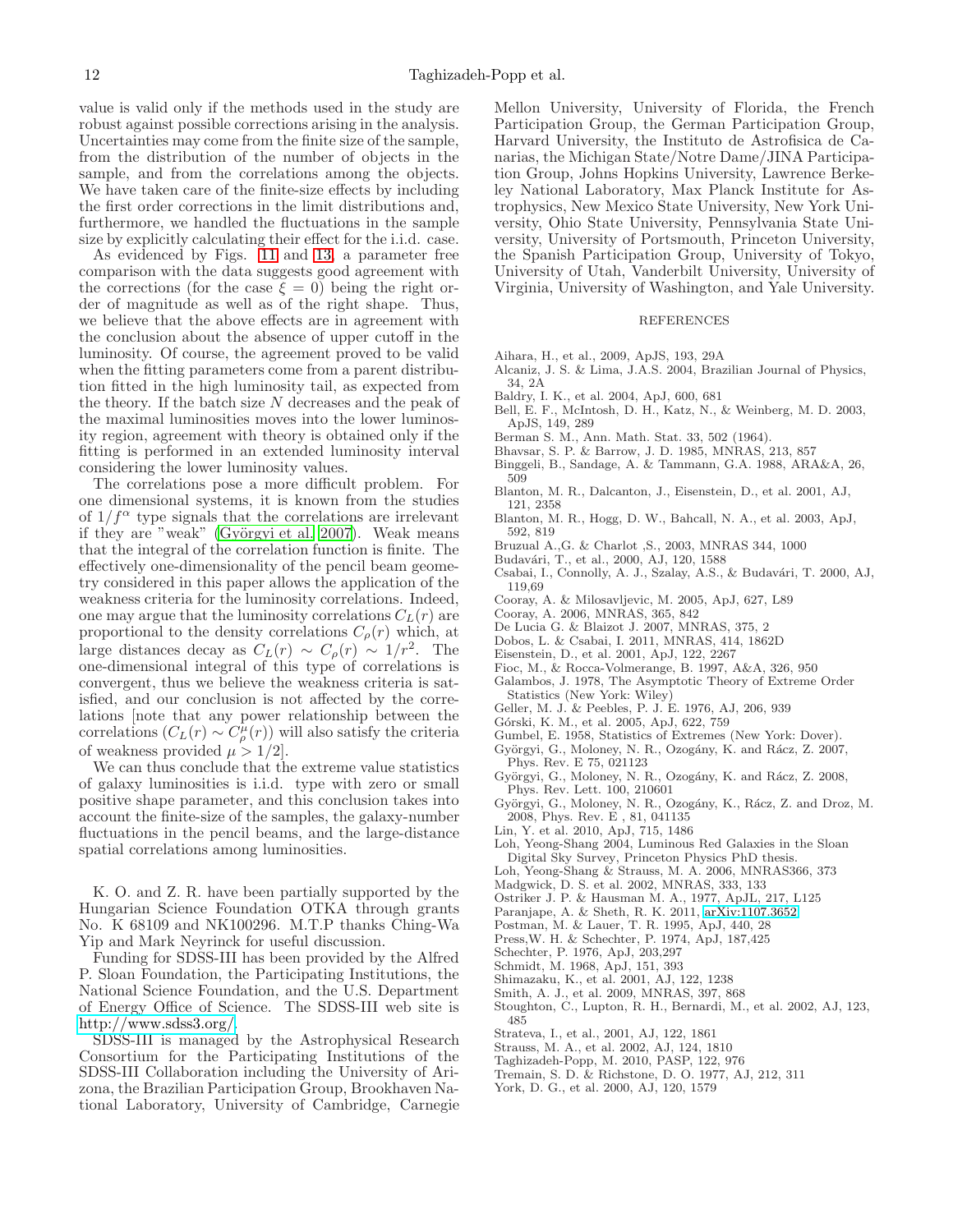value is valid only if the methods used in the study are robust against possible corrections arising in the analysis. Uncertainties may come from the finite size of the sample, from the distribution of the number of objects in the sample, and from the correlations among the objects. We have taken care of the finite-size effects by including the first order corrections in the limit distributions and, furthermore, we handled the fluctuations in the sample size by explicitly calculating their effect for the i.i.d. case.

As evidenced by Figs. 11 and 13, a parameter free comparison with the data suggests good agreement with the corrections (for the case $\xi = 0$) being the right order of magnitude as well as of the right shape. Thus, we believe that the above effects are in agreement with the conclusion about the absence of upper cutoff in the luminosity. Of course, the agreement proved to be valid when the fitting parameters come from a parent distribution fitted in the high luminosity tail, as expected from the theory. If the batch size $N$ decreases and the peak of the maximal luminosities moves into the lower luminosity region, agreement with theory is obtained only if the fitting is performed in an extended luminosity interval considering the lower luminosity values.

The correlations pose a more difficult problem. For one dimensional systems, it is known from the studies of $1/f^{\alpha}$ type signals that the correlations are irrelevant if they are "weak" (Györgyi et al. 2007). Weak means that the integral of the correlation function is finite. The effectively one-dimensionality of the pencil beam geometry considered in this paper allows the application of the weakness criteria for the luminosity correlations. Indeed, one may argue that the luminosity correlations $C_L(r)$ are proportional to the density correlations $C_\rho(r)$ which, at large distances decay as $C_L(r) \sim C_\rho(r) \sim 1/r^2$. The one-dimensional integral of this type of correlations is convergent, thus we believe the weakness criteria is satisfied, and our conclusion is not affected by the correlations [note that any power relationship between the correlations ($C_L(r) \sim C_\rho^\mu(r)$) will also satisfy the criteria of weakness provided $\mu > 1/2$].

We can thus conclude that the extreme value statistics of galaxy luminosities is i.i.d. type with zero or small positive shape parameter, and this conclusion takes into account the finite-size of the samples, the galaxy-number fluctuations in the pencil beams, and the large-distance spatial correlations among luminosities.

K. O. and Z. R. have been partially supported by the Hungarian Science Foundation OTKA through grants No. K 68109 and NK100296. M.T.P thanks Ching-Wa Yip and Mark Neyrinck for useful discussion.

Funding for SDSS-III has been provided by the Alfred P. Sloan Foundation, the Participating Institutions, the National Science Foundation, and the U.S. Department of Energy Office of Science. The SDSS-III web site is http://www.sdss3.org/.

SDSS-III is managed by the Astrophysical Research Consortium for the Participating Institutions of the SDSS-III Collaboration including the University of Arizona, the Brazilian Participation Group, Brookhaven National Laboratory, University of Cambridge, Carnegie Mellon University, University of Florida, the French Participation Group, the German Participation Group, Harvard University, the Instituto de Astrofisica de Canarias, the Michigan State/Notre Dame/JINA Participation Group, Johns Hopkins University, Lawrence Berkeley National Laboratory, Max Planck Institute for Astrophysics, New Mexico State University, New York University, Ohio State University, Pennsylvania State University, University of Portsmouth, Princeton University, the Spanish Participation Group, University of Tokyo, University of Utah, Vanderbilt University, University of Virginia, University of Washington, and Yale University.

## REFERENCES

Aihara, H., et al., 2009, ApJS, 193, 29A
Alcaniz, J. S. & Lima, J.A.S. 2004, Brazilian Journal of Physics, 34, 2A
Baldry, I. K., et al. 2004, ApJ, 600, 681
Bell, E. F., McIntosh, D. H., Katz, N., & Weinberg, M. D. 2003, ApJS, 149, 289
Berman S. M., Ann. Math. Stat. 33, 502 (1964).
Bhavsar, S. P. & Barrow, J. D. 1985, MNRAS, 213, 857
Binggeli, B., Sandage, A. & Tammann, G.A. 1988, ARA&A, 26, 509
Blanton, M. R., Dalcanton, J., Eisenstein, D., et al. 2001, AJ, 121, 2358
Blanton, M. R., Hogg, D. W., Bahcall, N. A., et al. 2003, ApJ, 592, 819
Bruzual A.,G. & Charlot ,S., 2003, MNRAS 344, 1000
Budavári, T., et al., 2000, AJ, 120, 1588
Csabai, I., Connolly, A. J., Szalay, A.S., & Budavári, T. 2000, AJ, 119,69
Cooray, A. & Milosavljevic, M. 2005, ApJ, 627, L89
Cooray, A. 2006, MNRAS, 365, 842
De Lucia G. & Blaizot J. 2007, MNRAS, 375, 2
Dobos, L. & Csabai, I. 2011, MNRAS, 414, 1862D
Eisenstein, D., et al. 2001, ApJ, 122, 2267
Fioc, M., & Rocca-Volmerange, B. 1997, A&A, 326, 950
Galambos, J. 1978, The Asymptotic Theory of Extreme Order Statistics (New York: Wiley)
Geller, M. J. & Peebles, P. J. E. 1976, AJ, 206, 939
Górski, K. M., et al. 2005, ApJ, 622, 759
Gumbel, E. 1958, Statistics of Extremes (New York: Dover).
Györgyi, G., Moloney, N. R., Ozogány, K. and Rácz, Z. 2007, Phys. Rev. E 75, 021123
Györgyi, G., Moloney, N. R., Ozogány, K. and Rácz, Z. 2008, Phys. Rev. Lett. 100, 210601
Györgyi, G., Moloney, N. R., Ozogány, K., Rácz, Z. and Droz, M. 2008, Phys. Rev. E , 81, 041135
Lin, Y. et al. 2010, ApJ, 715, 1486
Loh, Yeong-Shang 2004, Luminous Red Galaxies in the Sloan Digital Sky Survey, Princeton Physics PhD thesis.
Loh, Yeong-Shang & Strauss, M. A. 2006, MNRAS366, 373
Madgwick, D. S. et al. 2002, MNRAS, 333, 133
Ostriker J. P. & Hausman M. A., 1977, ApJL, 217, L125
Paranjape, A. & Sheth, R. K. 2011, arXiv:1107.3652
Postman, M. & Lauer, T. R. 1995, ApJ, 440, 28
Press,W. H. & Schechter, P. 1974, ApJ, 187,425
Schechter, P. 1976, ApJ, 203,297
Schmidt, M. 1968, ApJ, 151, 393
Shimazaku, K., et al. 2001, AJ, 122, 1238
Smith, A. J., et al. 2009, MNRAS, 397, 868
Stoughton, C., Lupton, R. H., Bernardi, M., et al. 2002, AJ, 123, 485
Strateva, I., et al., 2001, AJ, 122, 1861
Strauss, M. A., et al. 2002, AJ, 124, 1810
Taghizadeh-Popp, M. 2010, PASP, 122, 976
Tremain, S. D. & Richstone, D. O. 1977, AJ, 212, 311
York, D. G., et al. 2000, AJ, 120, 1579